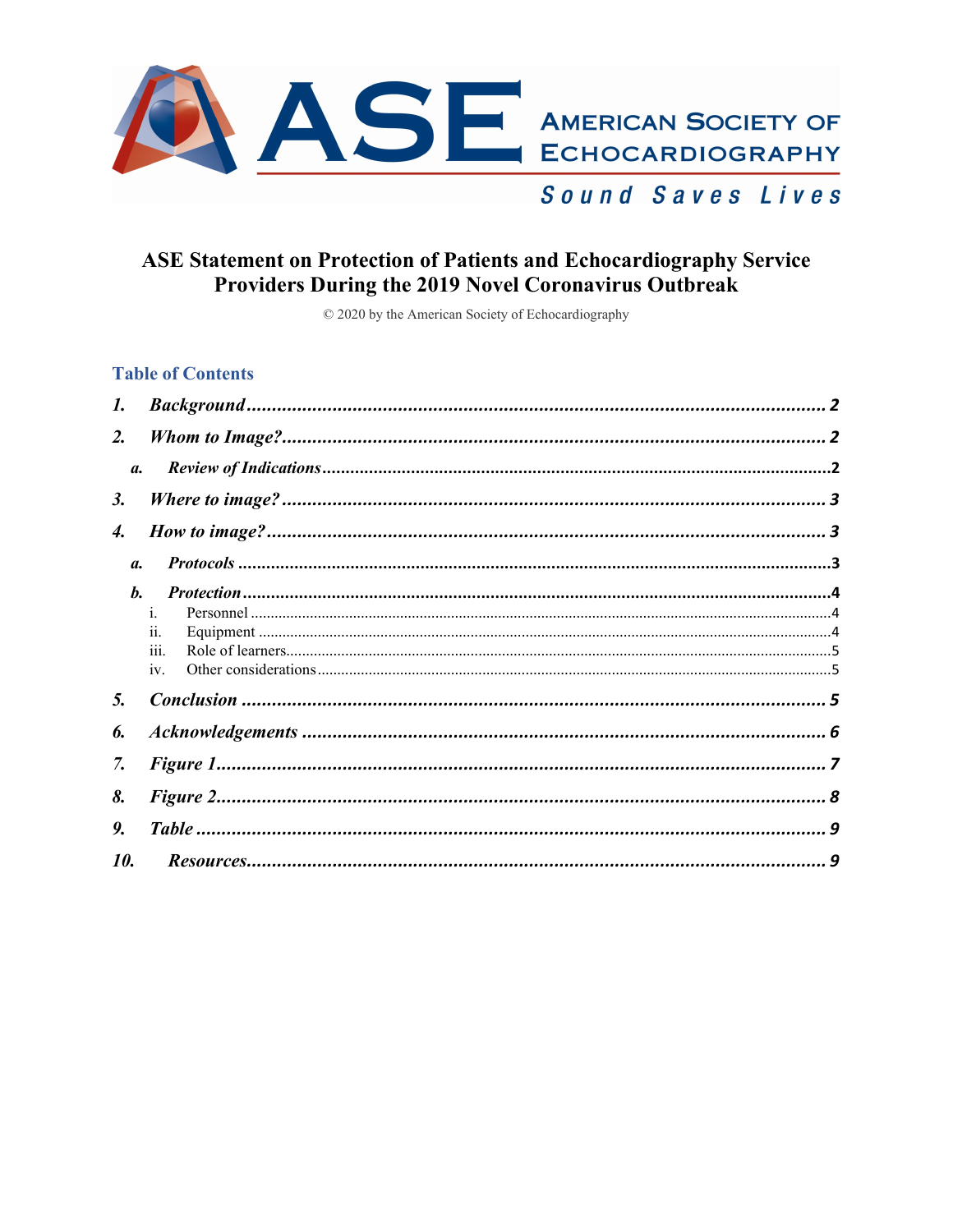AMERICAN SOCIETY OF ECHOCARDIOGRAPHY

*Sound Saves Lives*

# ASE Statement on Protection of Patients and Echocardiography Service Providers During the 2019 Novel Coronavirus Outbreak

© 2020 by the American Society of Echocardiography

## Table of Contents

1. ***Background*** ........ 2
2. ***Whom to Image?*** ........ 2
   a. ***Review of Indications*** ........ 2
3. ***Where to image?*** ........ 3
4. ***How to image?*** ........ 3
   a. ***Protocols*** ........ 3
   b. ***Protection*** ........ 4
      i. Personnel ........ 4
      ii. Equipment ........ 4
      iii. Role of learners ........ 5
      iv. Other considerations ........ 5
5. ***Conclusion*** ........ 5
6. ***Acknowledgements*** ........ 6
7. ***Figure 1*** ........ 7
8. ***Figure 2*** ........ 8
9. ***Table*** ........ 9
10. ***Resources*** ........ 9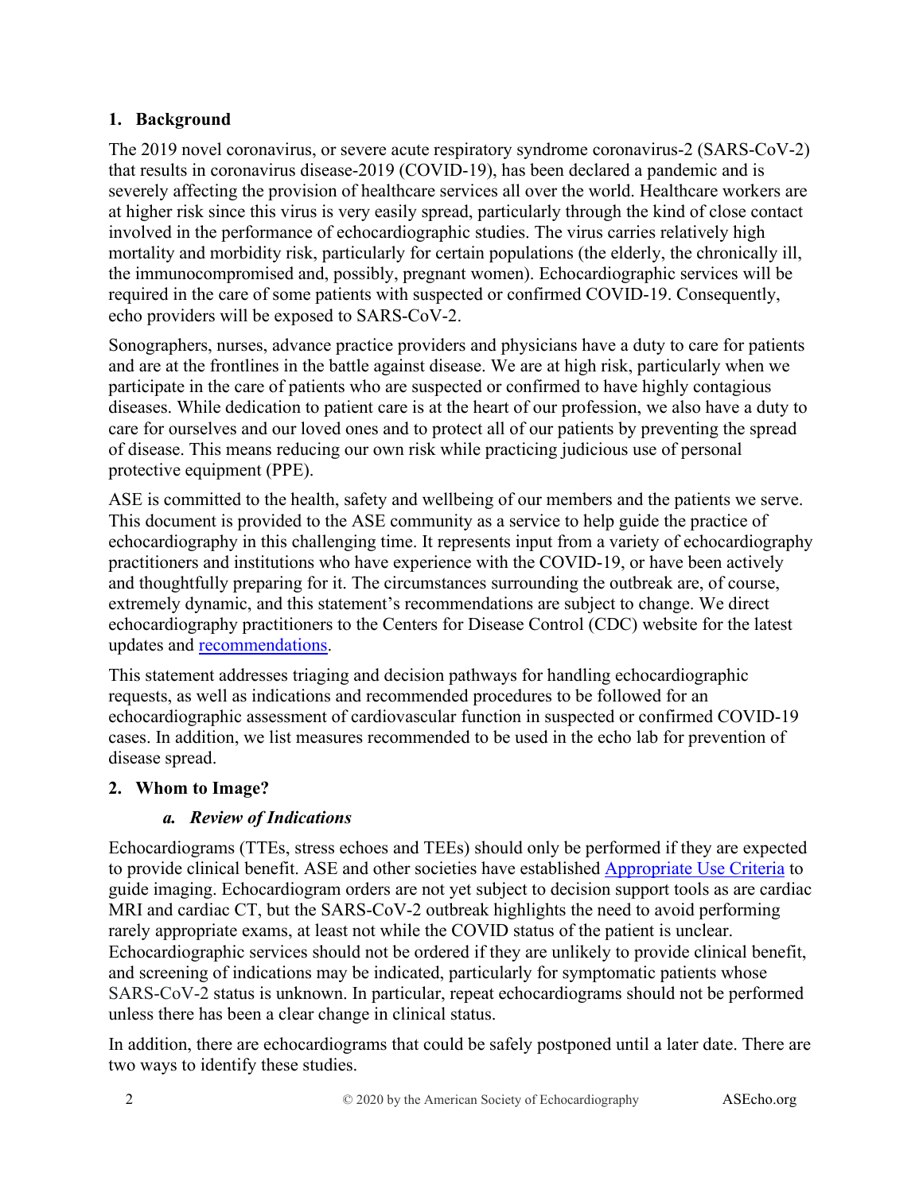## 1. Background

The 2019 novel coronavirus, or severe acute respiratory syndrome coronavirus-2 (SARS-CoV-2) that results in coronavirus disease-2019 (COVID-19), has been declared a pandemic and is severely affecting the provision of healthcare services all over the world. Healthcare workers are at higher risk since this virus is very easily spread, particularly through the kind of close contact involved in the performance of echocardiographic studies. The virus carries relatively high mortality and morbidity risk, particularly for certain populations (the elderly, the chronically ill, the immunocompromised and, possibly, pregnant women). Echocardiographic services will be required in the care of some patients with suspected or confirmed COVID-19. Consequently, echo providers will be exposed to SARS-CoV-2.

Sonographers, nurses, advance practice providers and physicians have a duty to care for patients and are at the frontlines in the battle against disease. We are at high risk, particularly when we participate in the care of patients who are suspected or confirmed to have highly contagious diseases. While dedication to patient care is at the heart of our profession, we also have a duty to care for ourselves and our loved ones and to protect all of our patients by preventing the spread of disease. This means reducing our own risk while practicing judicious use of personal protective equipment (PPE).

ASE is committed to the health, safety and wellbeing of our members and the patients we serve. This document is provided to the ASE community as a service to help guide the practice of echocardiography in this challenging time. It represents input from a variety of echocardiography practitioners and institutions who have experience with the COVID-19, or have been actively and thoughtfully preparing for it. The circumstances surrounding the outbreak are, of course, extremely dynamic, and this statement's recommendations are subject to change. We direct echocardiography practitioners to the Centers for Disease Control (CDC) website for the latest updates and recommendations.

This statement addresses triaging and decision pathways for handling echocardiographic requests, as well as indications and recommended procedures to be followed for an echocardiographic assessment of cardiovascular function in suspected or confirmed COVID-19 cases. In addition, we list measures recommended to be used in the echo lab for prevention of disease spread.

## 2. Whom to Image?

### *a. Review of Indications*

Echocardiograms (TTEs, stress echoes and TEEs) should only be performed if they are expected to provide clinical benefit. ASE and other societies have established Appropriate Use Criteria to guide imaging. Echocardiogram orders are not yet subject to decision support tools as are cardiac MRI and cardiac CT, but the SARS-CoV-2 outbreak highlights the need to avoid performing rarely appropriate exams, at least not while the COVID status of the patient is unclear. Echocardiographic services should not be ordered if they are unlikely to provide clinical benefit, and screening of indications may be indicated, particularly for symptomatic patients whose SARS-CoV-2 status is unknown. In particular, repeat echocardiograms should not be performed unless there has been a clear change in clinical status.

In addition, there are echocardiograms that could be safely postponed until a later date. There are two ways to identify these studies.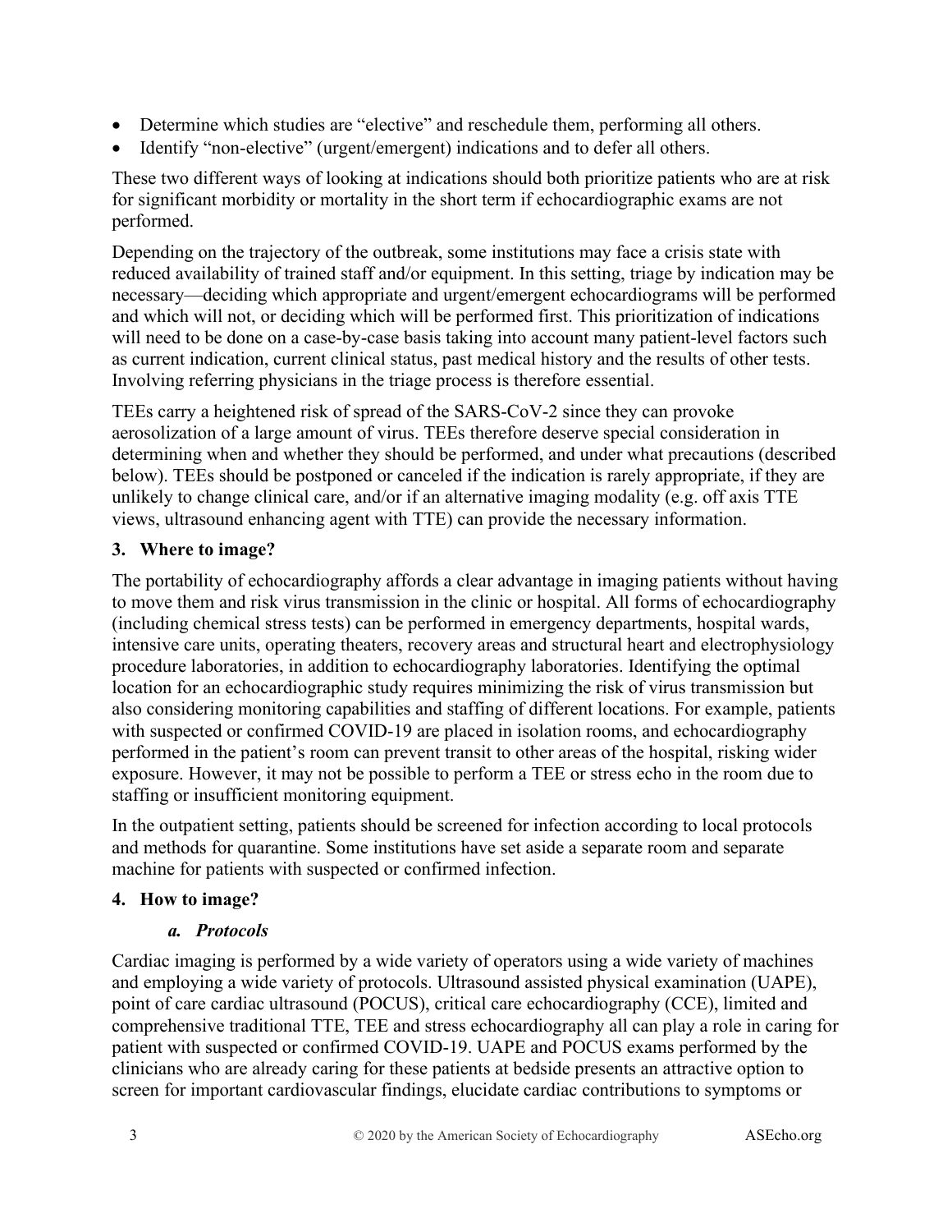- Determine which studies are "elective" and reschedule them, performing all others.
- Identify "non-elective" (urgent/emergent) indications and to defer all others.

These two different ways of looking at indications should both prioritize patients who are at risk for significant morbidity or mortality in the short term if echocardiographic exams are not performed.

Depending on the trajectory of the outbreak, some institutions may face a crisis state with reduced availability of trained staff and/or equipment. In this setting, triage by indication may be necessary—deciding which appropriate and urgent/emergent echocardiograms will be performed and which will not, or deciding which will be performed first. This prioritization of indications will need to be done on a case-by-case basis taking into account many patient-level factors such as current indication, current clinical status, past medical history and the results of other tests. Involving referring physicians in the triage process is therefore essential.

TEEs carry a heightened risk of spread of the SARS-CoV-2 since they can provoke aerosolization of a large amount of virus. TEEs therefore deserve special consideration in determining when and whether they should be performed, and under what precautions (described below). TEEs should be postponed or canceled if the indication is rarely appropriate, if they are unlikely to change clinical care, and/or if an alternative imaging modality (e.g. off axis TTE views, ultrasound enhancing agent with TTE) can provide the necessary information.

## 3. Where to image?

The portability of echocardiography affords a clear advantage in imaging patients without having to move them and risk virus transmission in the clinic or hospital. All forms of echocardiography (including chemical stress tests) can be performed in emergency departments, hospital wards, intensive care units, operating theaters, recovery areas and structural heart and electrophysiology procedure laboratories, in addition to echocardiography laboratories. Identifying the optimal location for an echocardiographic study requires minimizing the risk of virus transmission but also considering monitoring capabilities and staffing of different locations. For example, patients with suspected or confirmed COVID-19 are placed in isolation rooms, and echocardiography performed in the patient's room can prevent transit to other areas of the hospital, risking wider exposure. However, it may not be possible to perform a TEE or stress echo in the room due to staffing or insufficient monitoring equipment.

In the outpatient setting, patients should be screened for infection according to local protocols and methods for quarantine. Some institutions have set aside a separate room and separate machine for patients with suspected or confirmed infection.

## 4. How to image?

### *a. Protocols*

Cardiac imaging is performed by a wide variety of operators using a wide variety of machines and employing a wide variety of protocols. Ultrasound assisted physical examination (UAPE), point of care cardiac ultrasound (POCUS), critical care echocardiography (CCE), limited and comprehensive traditional TTE, TEE and stress echocardiography all can play a role in caring for patient with suspected or confirmed COVID-19. UAPE and POCUS exams performed by the clinicians who are already caring for these patients at bedside presents an attractive option to screen for important cardiovascular findings, elucidate cardiac contributions to symptoms or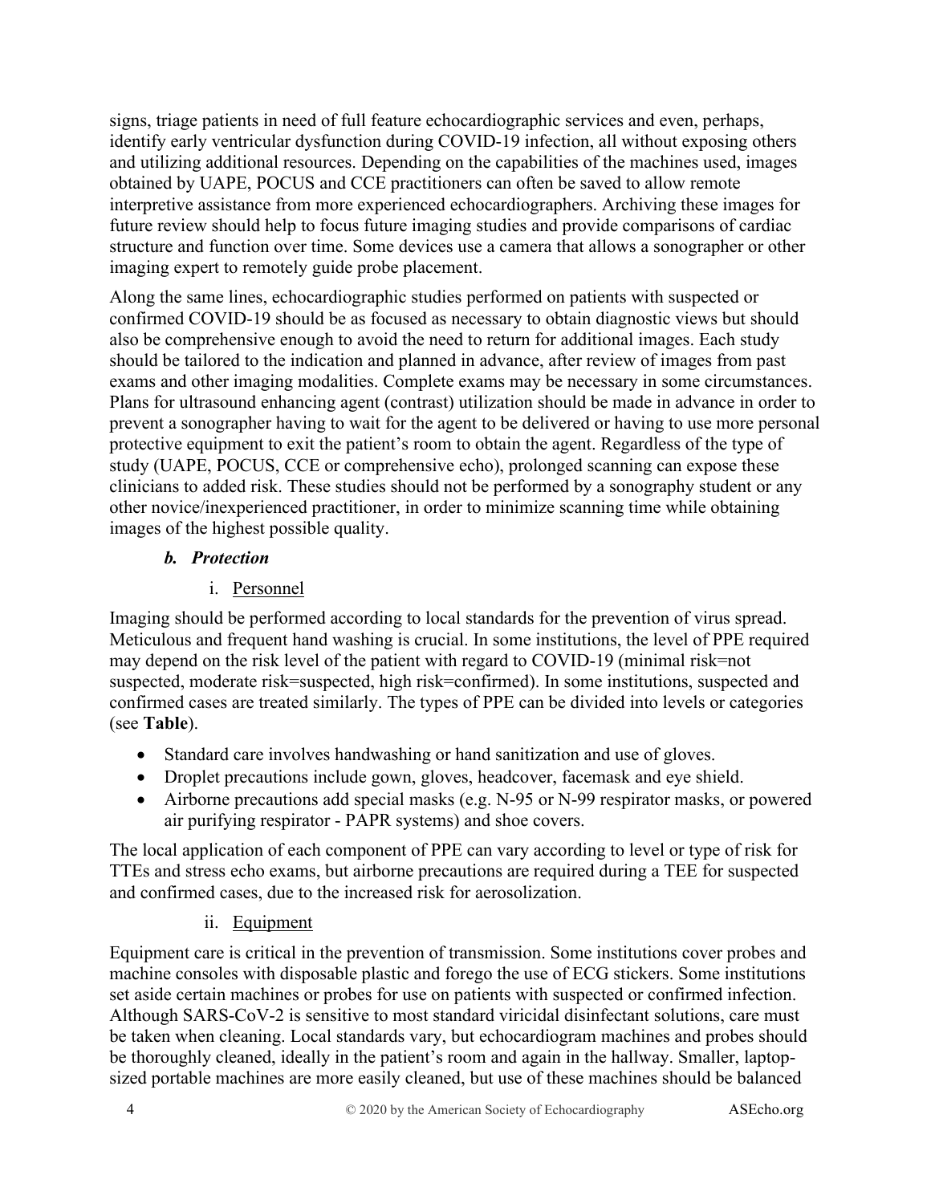signs, triage patients in need of full feature echocardiographic services and even, perhaps, identify early ventricular dysfunction during COVID-19 infection, all without exposing others and utilizing additional resources. Depending on the capabilities of the machines used, images obtained by UAPE, POCUS and CCE practitioners can often be saved to allow remote interpretive assistance from more experienced echocardiographers. Archiving these images for future review should help to focus future imaging studies and provide comparisons of cardiac structure and function over time. Some devices use a camera that allows a sonographer or other imaging expert to remotely guide probe placement.

Along the same lines, echocardiographic studies performed on patients with suspected or confirmed COVID-19 should be as focused as necessary to obtain diagnostic views but should also be comprehensive enough to avoid the need to return for additional images. Each study should be tailored to the indication and planned in advance, after review of images from past exams and other imaging modalities. Complete exams may be necessary in some circumstances. Plans for ultrasound enhancing agent (contrast) utilization should be made in advance in order to prevent a sonographer having to wait for the agent to be delivered or having to use more personal protective equipment to exit the patient's room to obtain the agent. Regardless of the type of study (UAPE, POCUS, CCE or comprehensive echo), prolonged scanning can expose these clinicians to added risk. These studies should not be performed by a sonography student or any other novice/inexperienced practitioner, in order to minimize scanning time while obtaining images of the highest possible quality.

### *b. Protection*

#### i. Personnel

Imaging should be performed according to local standards for the prevention of virus spread. Meticulous and frequent hand washing is crucial. In some institutions, the level of PPE required may depend on the risk level of the patient with regard to COVID-19 (minimal risk=not suspected, moderate risk=suspected, high risk=confirmed). In some institutions, suspected and confirmed cases are treated similarly. The types of PPE can be divided into levels or categories (see **Table**).

- Standard care involves handwashing or hand sanitization and use of gloves.
- Droplet precautions include gown, gloves, headcover, facemask and eye shield.
- Airborne precautions add special masks (e.g. N-95 or N-99 respirator masks, or powered air purifying respirator - PAPR systems) and shoe covers.

The local application of each component of PPE can vary according to level or type of risk for TTEs and stress echo exams, but airborne precautions are required during a TEE for suspected and confirmed cases, due to the increased risk for aerosolization.

#### ii. Equipment

Equipment care is critical in the prevention of transmission. Some institutions cover probes and machine consoles with disposable plastic and forego the use of ECG stickers. Some institutions set aside certain machines or probes for use on patients with suspected or confirmed infection. Although SARS-CoV-2 is sensitive to most standard viricidal disinfectant solutions, care must be taken when cleaning. Local standards vary, but echocardiogram machines and probes should be thoroughly cleaned, ideally in the patient's room and again in the hallway. Smaller, laptop-sized portable machines are more easily cleaned, but use of these machines should be balanced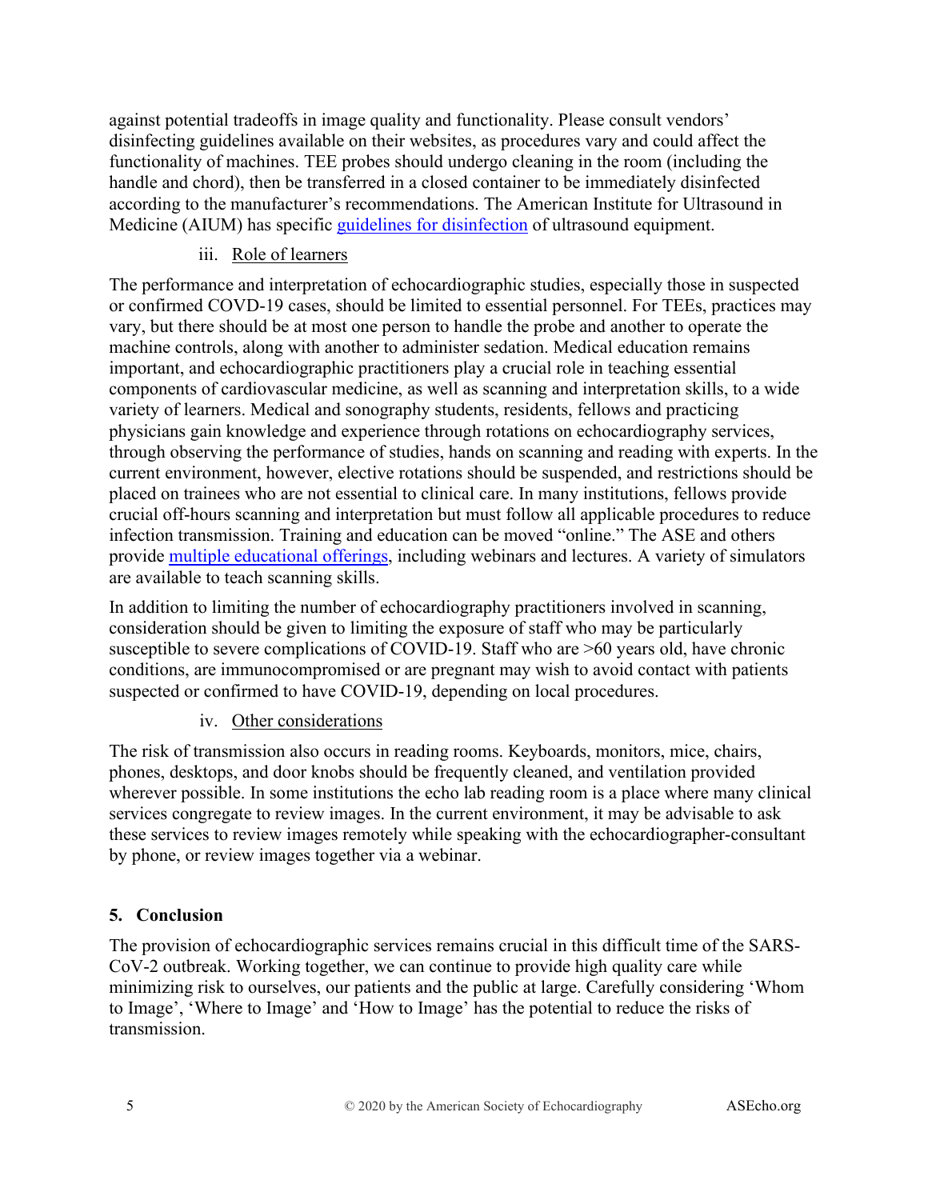against potential tradeoffs in image quality and functionality. Please consult vendors' disinfecting guidelines available on their websites, as procedures vary and could affect the functionality of machines. TEE probes should undergo cleaning in the room (including the handle and chord), then be transferred in a closed container to be immediately disinfected according to the manufacturer's recommendations. The American Institute for Ultrasound in Medicine (AIUM) has specific guidelines for disinfection of ultrasound equipment.

#### iii. Role of learners

The performance and interpretation of echocardiographic studies, especially those in suspected or confirmed COVD-19 cases, should be limited to essential personnel. For TEEs, practices may vary, but there should be at most one person to handle the probe and another to operate the machine controls, along with another to administer sedation. Medical education remains important, and echocardiographic practitioners play a crucial role in teaching essential components of cardiovascular medicine, as well as scanning and interpretation skills, to a wide variety of learners. Medical and sonography students, residents, fellows and practicing physicians gain knowledge and experience through rotations on echocardiography services, through observing the performance of studies, hands on scanning and reading with experts. In the current environment, however, elective rotations should be suspended, and restrictions should be placed on trainees who are not essential to clinical care. In many institutions, fellows provide crucial off-hours scanning and interpretation but must follow all applicable procedures to reduce infection transmission. Training and education can be moved "online." The ASE and others provide multiple educational offerings, including webinars and lectures. A variety of simulators are available to teach scanning skills.

In addition to limiting the number of echocardiography practitioners involved in scanning, consideration should be given to limiting the exposure of staff who may be particularly susceptible to severe complications of COVID-19. Staff who are >60 years old, have chronic conditions, are immunocompromised or are pregnant may wish to avoid contact with patients suspected or confirmed to have COVID-19, depending on local procedures.

#### iv. Other considerations

The risk of transmission also occurs in reading rooms. Keyboards, monitors, mice, chairs, phones, desktops, and door knobs should be frequently cleaned, and ventilation provided wherever possible. In some institutions the echo lab reading room is a place where many clinical services congregate to review images. In the current environment, it may be advisable to ask these services to review images remotely while speaking with the echocardiographer-consultant by phone, or review images together via a webinar.

## 5. Conclusion

The provision of echocardiographic services remains crucial in this difficult time of the SARS-CoV-2 outbreak. Working together, we can continue to provide high quality care while minimizing risk to ourselves, our patients and the public at large. Carefully considering 'Whom to Image', 'Where to Image' and 'How to Image' has the potential to reduce the risks of transmission.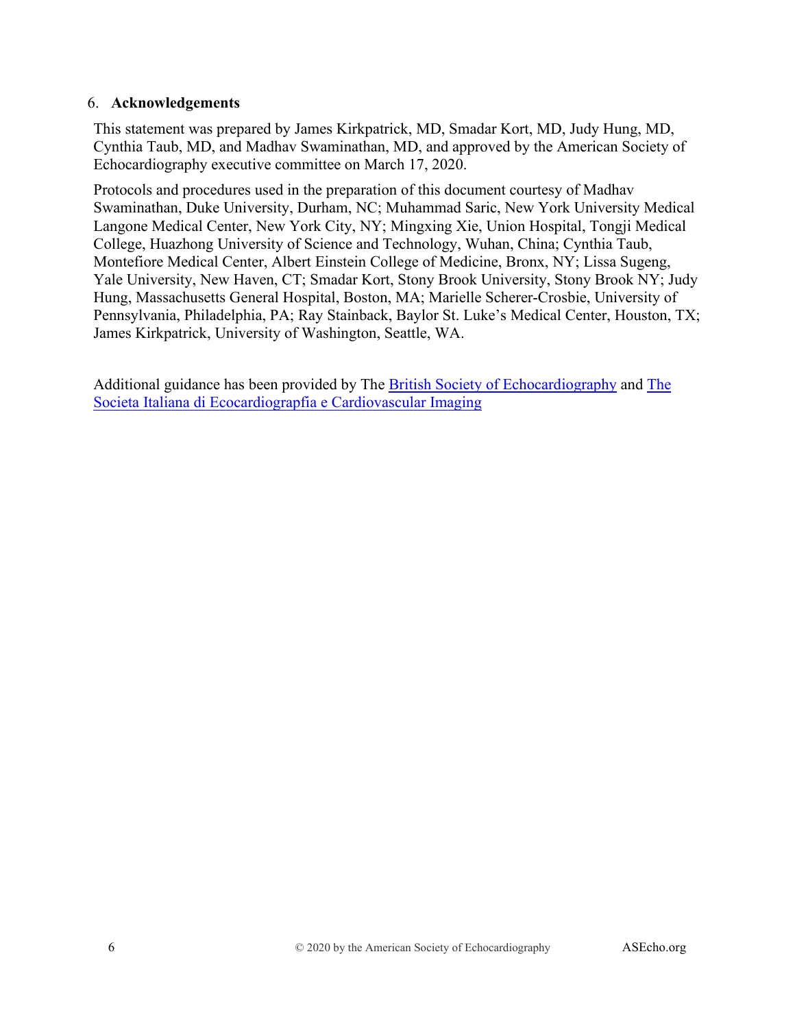## 6. Acknowledgements

This statement was prepared by James Kirkpatrick, MD, Smadar Kort, MD, Judy Hung, MD, Cynthia Taub, MD, and Madhav Swaminathan, MD, and approved by the American Society of Echocardiography executive committee on March 17, 2020.

Protocols and procedures used in the preparation of this document courtesy of Madhav Swaminathan, Duke University, Durham, NC; Muhammad Saric, New York University Medical Langone Medical Center, New York City, NY; Mingxing Xie, Union Hospital, Tongji Medical College, Huazhong University of Science and Technology, Wuhan, China; Cynthia Taub, Montefiore Medical Center, Albert Einstein College of Medicine, Bronx, NY; Lissa Sugeng, Yale University, New Haven, CT; Smadar Kort, Stony Brook University, Stony Brook NY; Judy Hung, Massachusetts General Hospital, Boston, MA; Marielle Scherer-Crosbie, University of Pennsylvania, Philadelphia, PA; Ray Stainback, Baylor St. Luke's Medical Center, Houston, TX; James Kirkpatrick, University of Washington, Seattle, WA.

Additional guidance has been provided by The British Society of Echocardiography and The Societa Italiana di Ecocardiografia e Cardiovascular Imaging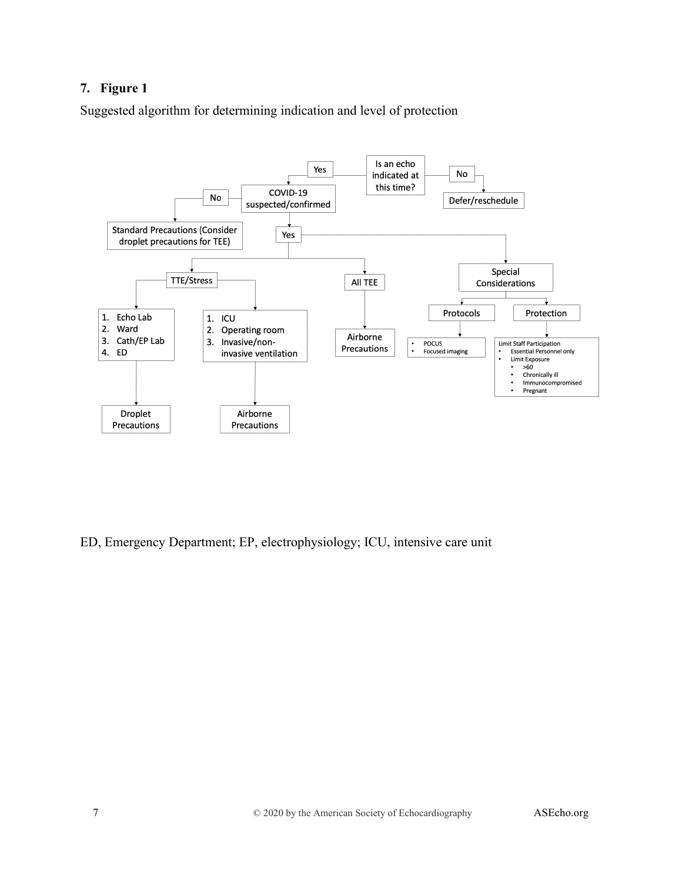## 7. Figure 1

Suggested algorithm for determining indication and level of protection

- Is an echo indicated at this time?
  - No
    - Defer/reschedule
  - Yes
    - COVID-19 suspected/confirmed
      - No
        - Standard Precautions (Consider droplet precautions for TEE)
      - Yes
        - TTE/Stress
          1. Echo Lab
          2. Ward
          3. Cath/EP Lab
          4. ED
             - Droplet Precautions
          1. ICU
          2. Operating room
          3. Invasive/non-invasive ventilation
             - Airborne Precautions
        - All TEE
          - Airborne Precautions
        - Special Considerations
          - Protocols
            - POCUS
            - Focused imaging
          - Protection
            - Limit Staff Participation
              - Essential Personnel only
            - Limit Exposure
              - >60
              - Chronically ill
              - Immunocompromised
              - Pregnant

ED, Emergency Department; EP, electrophysiology; ICU, intensive care unit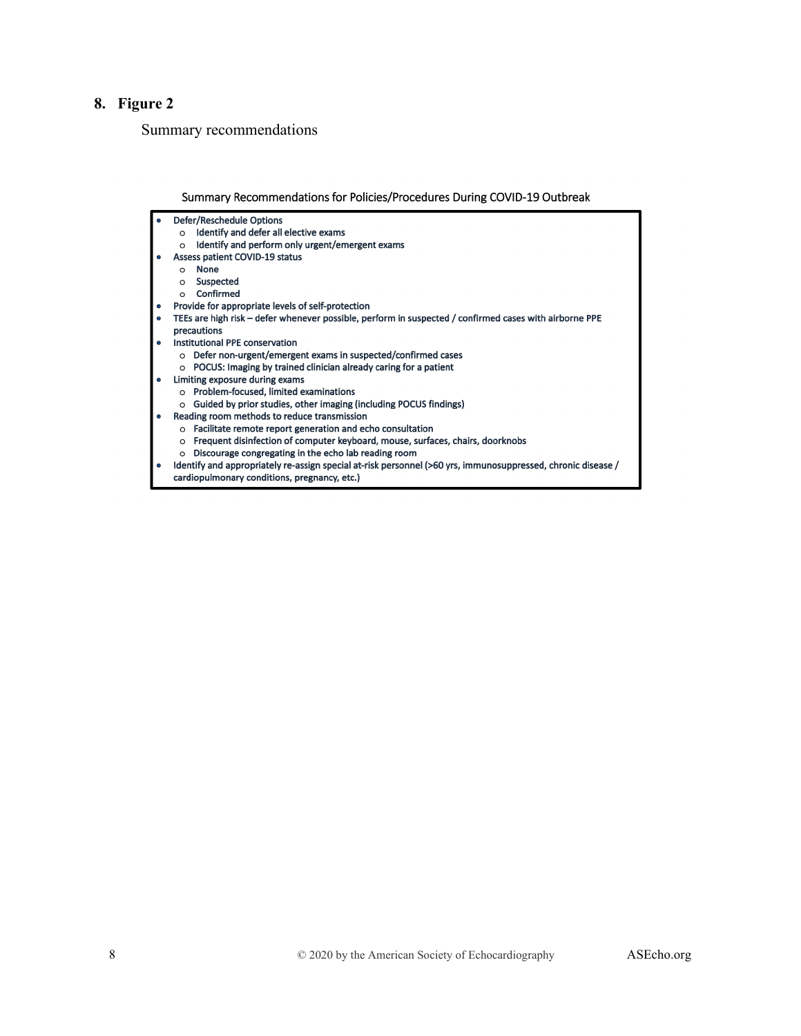## 8. Figure 2

Summary recommendations

Summary Recommendations for Policies/Procedures During COVID-19 Outbreak

- Defer/Reschedule Options
  - Identify and defer all elective exams
  - Identify and perform only urgent/emergent exams
- Assess patient COVID-19 status
  - None
  - Suspected
  - Confirmed
- Provide for appropriate levels of self-protection
- TEEs are high risk – defer whenever possible, perform in suspected / confirmed cases with airborne PPE precautions
- Institutional PPE conservation
  - Defer non-urgent/emergent exams in suspected/confirmed cases
  - POCUS: Imaging by trained clinician already caring for a patient
- Limiting exposure during exams
  - Problem-focused, limited examinations
  - Guided by prior studies, other imaging (including POCUS findings)
- Reading room methods to reduce transmission
  - Facilitate remote report generation and echo consultation
  - Frequent disinfection of computer keyboard, mouse, surfaces, chairs, doorknobs
  - Discourage congregating in the echo lab reading room
- Identify and appropriately re-assign special at-risk personnel (>60 yrs, immunosuppressed, chronic disease / cardiopulmonary conditions, pregnancy, etc.)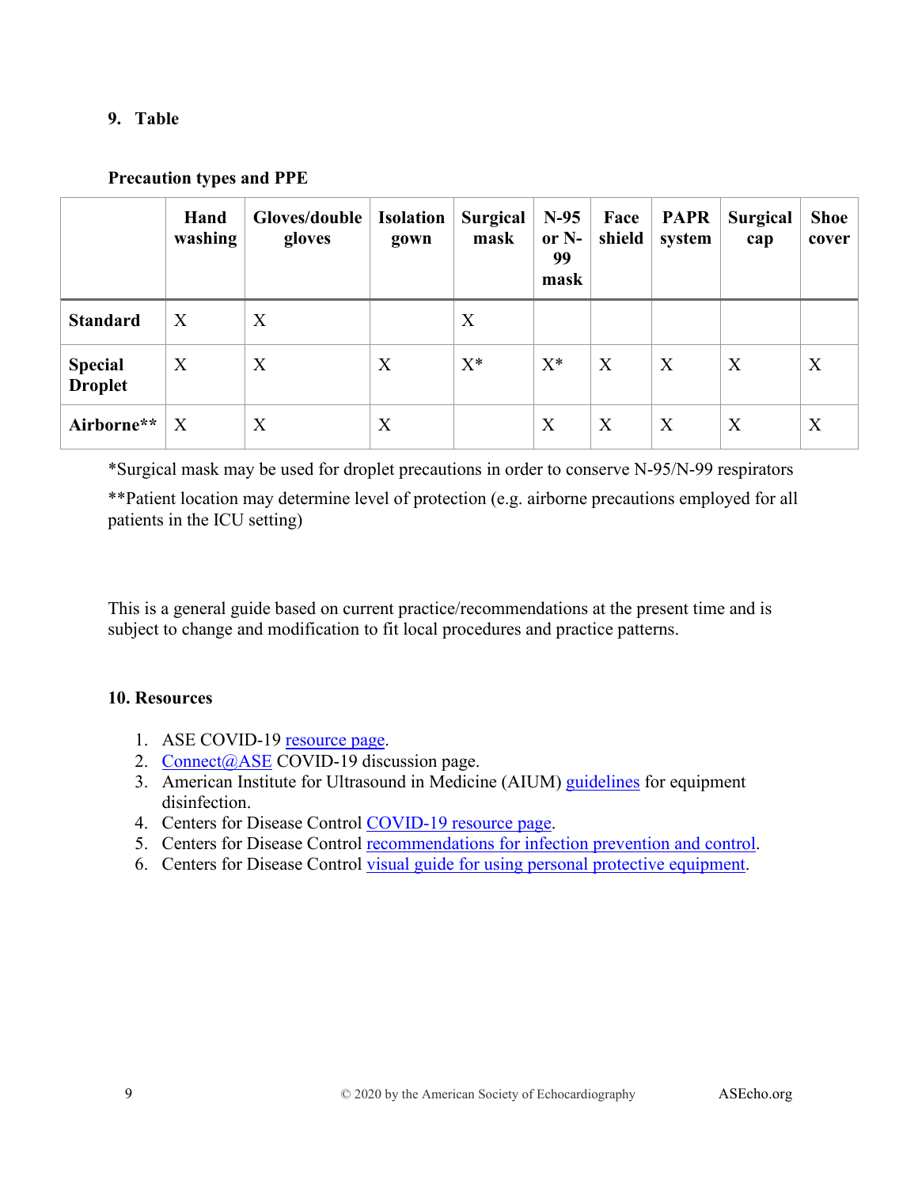## 9. Table

**Precation types and PPE**

| | Hand washing | Gloves/double gloves | Isolation gown | Surgical mask | N-95 or N-99 mask | Face shield | PAPR system | Surgical cap | Shoe cover |
|---|---|---|---|---|---|---|---|---|---|
| **Standard** | X | X | | X | | | | | |
| **Special Droplet** | X | X | X | X* | X* | X | X | X | X |
| **Airborne**** | X | X | X | | X | X | X | X | X |

*Surgical mask may be used for droplet precautions in order to conserve N-95/N-99 respirators

**Patient location may determine level of protection (e.g. airborne precautions employed for all patients in the ICU setting)

This is a general guide based on current practice/recommendations at the present time and is subject to change and modification to fit local procedures and practice patterns.

## 10. Resources

1. ASE COVID-19 resource page.
2. Connect@ASE COVID-19 discussion page.
3. American Institute for Ultrasound in Medicine (AIUM) guidelines for equipment disinfection.
4. Centers for Disease Control COVID-19 resource page.
5. Centers for Disease Control recommendations for infection prevention and control.
6. Centers for Disease Control visual guide for using personal protective equipment.

© 2020 by the American Society of Echocardiography ASEcho.org